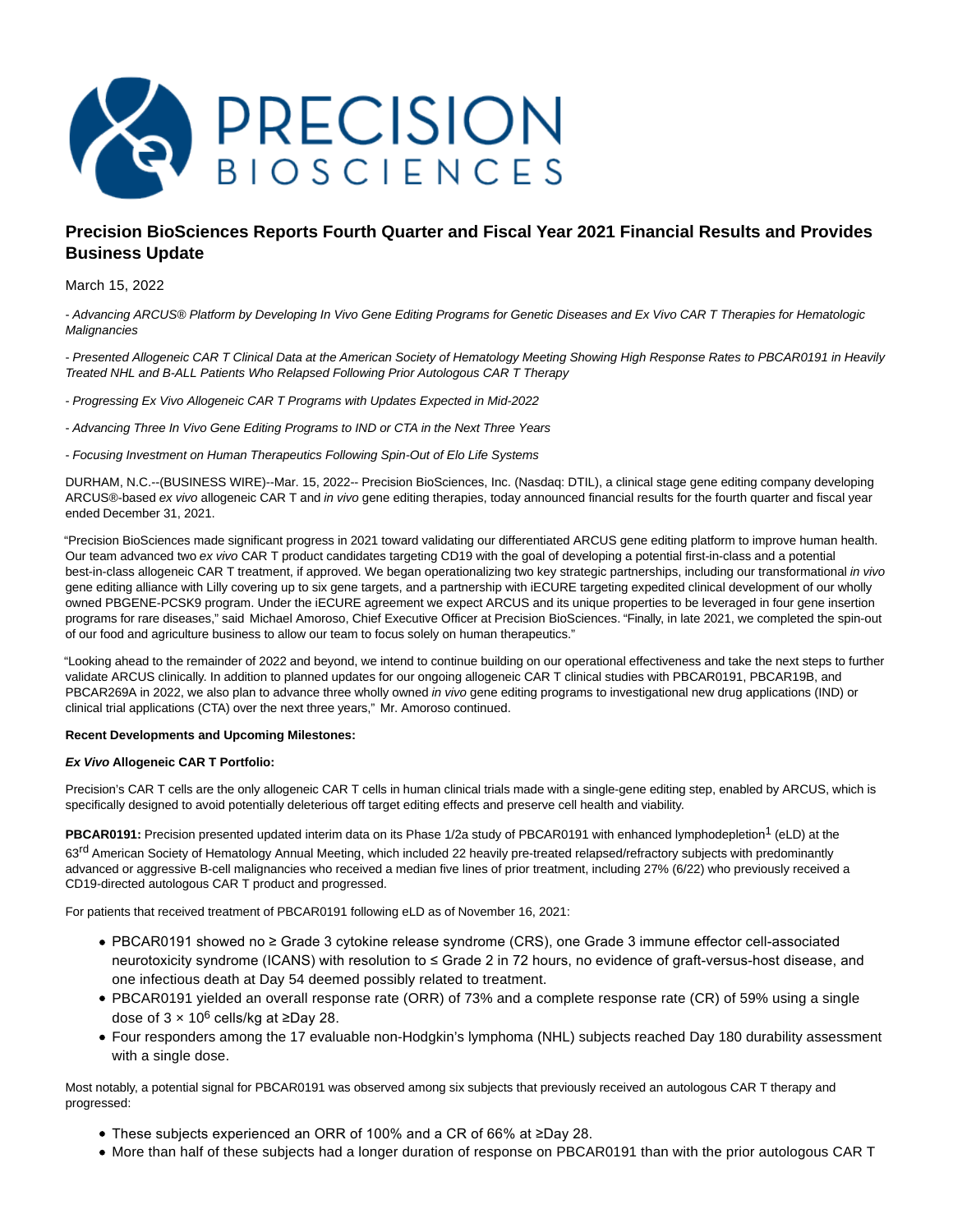# Precision BioSciences Reports Fourth Quarter and Fiscal Year 2021 Financial Results and Provides Business Update

March 15, 2022

*- Advancing ARCUS® Platform by Developing In Vivo Gene Editing Programs for Genetic Diseases and Ex Vivo CAR T Therapies for Hematologic Malignancies*

*- Presented Allogeneic CAR T Clinical Data at the American Society of Hematology Meeting Showing High Response Rates to PBCAR0191 in Heavily Treated NHL and B-ALL Patients Who Relapsed Following Prior Autologous CAR T Therapy*

*- Progressing Ex Vivo Allogeneic CAR T Programs with Updates Expected in Mid-2022*

*- Advancing Three In Vivo Gene Editing Programs to IND or CTA in the Next Three Years*

*- Focusing Investment on Human Therapeutics Following Spin-Out of Elo Life Systems*

DURHAM, N.C.--(BUSINESS WIRE)--Mar. 15, 2022-- Precision BioSciences, Inc. (Nasdaq: DTIL), a clinical stage gene editing company developing ARCUS®-based *ex vivo* allogeneic CAR T and *in vivo* gene editing therapies, today announced financial results for the fourth quarter and fiscal year ended December 31, 2021.

"Precision BioSciences made significant progress in 2021 toward validating our differentiated ARCUS gene editing platform to improve human health. Our team advanced two *ex vivo* CAR T product candidates targeting CD19 with the goal of developing a potential first-in-class and a potential best-in-class allogeneic CAR T treatment, if approved. We began operationalizing two key strategic partnerships, including our transformational *in vivo* gene editing alliance with Lilly covering up to six gene targets, and a partnership with iECURE targeting expedited clinical development of our wholly owned PBGENE-PCSK9 program. Under the iECURE agreement we expect ARCUS and its unique properties to be leveraged in four gene insertion programs for rare diseases," said Michael Amoroso, Chief Executive Officer at Precision BioSciences. "Finally, in late 2021, we completed the spin-out of our food and agriculture business to allow our team to focus solely on human therapeutics."

"Looking ahead to the remainder of 2022 and beyond, we intend to continue building on our operational effectiveness and take the next steps to further validate ARCUS clinically. In addition to planned updates for our ongoing allogeneic CAR T clinical studies with PBCAR0191, PBCAR19B, and PBCAR269A in 2022, we also plan to advance three wholly owned *in vivo* gene editing programs to investigational new drug applications (IND) or clinical trial applications (CTA) over the next three years," Mr. Amoroso continued.

**Recent Developments and Upcoming Milestones:**

***Ex Vivo* Allogeneic CAR T Portfolio:**

Precision's CAR T cells are the only allogeneic CAR T cells in human clinical trials made with a single-gene editing step, enabled by ARCUS, which is specifically designed to avoid potentially deleterious off target editing effects and preserve cell health and viability.

**PBCAR0191:** Precision presented updated interim data on its Phase 1/2a study of PBCAR0191 with enhanced lymphodepletion[1] (eLD) at the 63rd American Society of Hematology Annual Meeting, which included 22 heavily pre-treated relapsed/refractory subjects with predominantly advanced or aggressive B-cell malignancies who received a median five lines of prior treatment, including 27% (6/22) who previously received a CD19-directed autologous CAR T product and progressed.

For patients that received treatment of PBCAR0191 following eLD as of November 16, 2021:

- PBCAR0191 showed no ≥ Grade 3 cytokine release syndrome (CRS), one Grade 3 immune effector cell-associated neurotoxicity syndrome (ICANS) with resolution to ≤ Grade 2 in 72 hours, no evidence of graft-versus-host disease, and one infectious death at Day 54 deemed possibly related to treatment.
- PBCAR0191 yielded an overall response rate (ORR) of 73% and a complete response rate (CR) of 59% using a single dose of $3 \times 10^6$ cells/kg at ≥Day 28.
- Four responders among the 17 evaluable non-Hodgkin's lymphoma (NHL) subjects reached Day 180 durability assessment with a single dose.

Most notably, a potential signal for PBCAR0191 was observed among six subjects that previously received an autologous CAR T therapy and progressed:

- These subjects experienced an ORR of 100% and a CR of 66% at ≥Day 28.
- More than half of these subjects had a longer duration of response on PBCAR0191 than with the prior autologous CAR T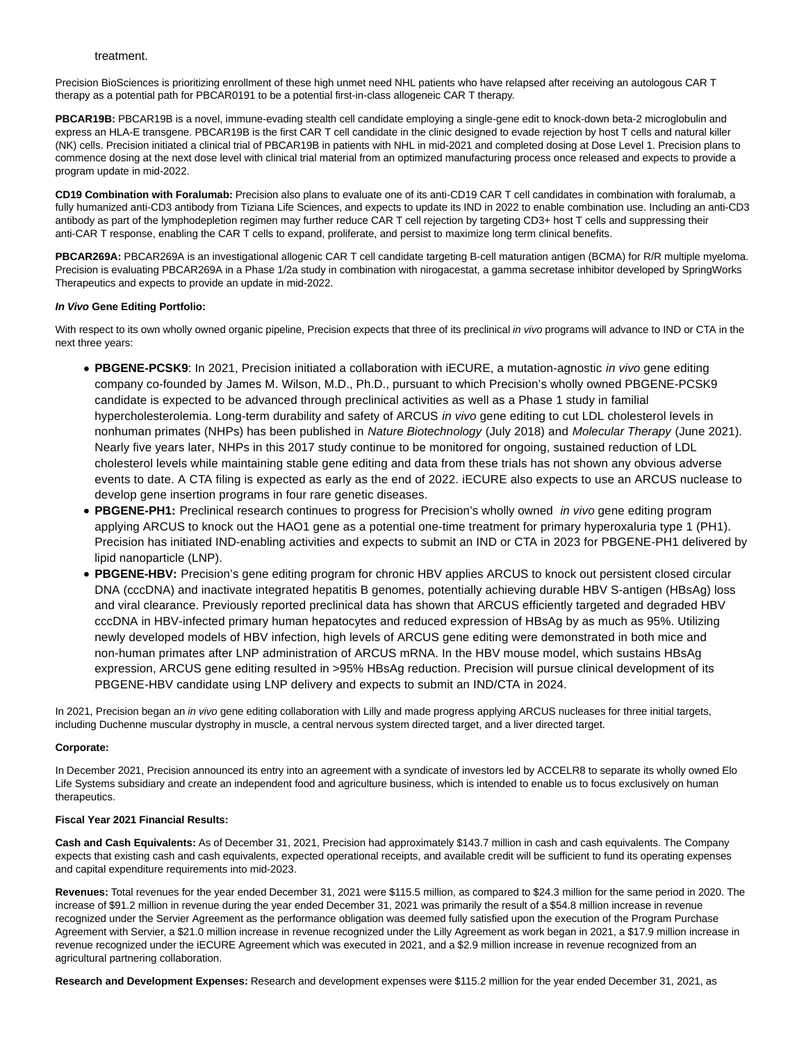treatment.

Precision BioSciences is prioritizing enrollment of these high unmet need NHL patients who have relapsed after receiving an autologous CAR T therapy as a potential path for PBCAR0191 to be a potential first-in-class allogeneic CAR T therapy.

**PBCAR19B:** PBCAR19B is a novel, immune-evading stealth cell candidate employing a single-gene edit to knock-down beta-2 microglobulin and express an HLA-E transgene. PBCAR19B is the first CAR T cell candidate in the clinic designed to evade rejection by host T cells and natural killer (NK) cells. Precision initiated a clinical trial of PBCAR19B in patients with NHL in mid-2021 and completed dosing at Dose Level 1. Precision plans to commence dosing at the next dose level with clinical trial material from an optimized manufacturing process once released and expects to provide a program update in mid-2022.

**CD19 Combination with Foralumab:** Precision also plans to evaluate one of its anti-CD19 CAR T cell candidates in combination with foralumab, a fully humanized anti-CD3 antibody from Tiziana Life Sciences, and expects to update its IND in 2022 to enable combination use. Including an anti-CD3 antibody as part of the lymphodepletion regimen may further reduce CAR T cell rejection by targeting CD3+ host T cells and suppressing their anti-CAR T response, enabling the CAR T cells to expand, proliferate, and persist to maximize long term clinical benefits.

**PBCAR269A:** PBCAR269A is an investigational allogenic CAR T cell candidate targeting B-cell maturation antigen (BCMA) for R/R multiple myeloma. Precision is evaluating PBCAR269A in a Phase 1/2a study in combination with nirogacestat, a gamma secretase inhibitor developed by SpringWorks Therapeutics and expects to provide an update in mid-2022.

***In Vivo* Gene Editing Portfolio:**

With respect to its own wholly owned organic pipeline, Precision expects that three of its preclinical *in vivo* programs will advance to IND or CTA in the next three years:

- **PBGENE-PCSK9**: In 2021, Precision initiated a collaboration with iECURE, a mutation-agnostic *in vivo* gene editing company co-founded by James M. Wilson, M.D., Ph.D., pursuant to which Precision's wholly owned PBGENE-PCSK9 candidate is expected to be advanced through preclinical activities as well as a Phase 1 study in familial hypercholesterolemia. Long-term durability and safety of ARCUS *in vivo* gene editing to cut LDL cholesterol levels in nonhuman primates (NHPs) has been published in *Nature Biotechnology* (July 2018) and *Molecular Therapy* (June 2021). Nearly five years later, NHPs in this 2017 study continue to be monitored for ongoing, sustained reduction of LDL cholesterol levels while maintaining stable gene editing and data from these trials has not shown any obvious adverse events to date. A CTA filing is expected as early as the end of 2022. iECURE also expects to use an ARCUS nuclease to develop gene insertion programs in four rare genetic diseases.
- **PBGENE-PH1:** Preclinical research continues to progress for Precision's wholly owned *in vivo* gene editing program applying ARCUS to knock out the HAO1 gene as a potential one-time treatment for primary hyperoxaluria type 1 (PH1). Precision has initiated IND-enabling activities and expects to submit an IND or CTA in 2023 for PBGENE-PH1 delivered by lipid nanoparticle (LNP).
- **PBGENE-HBV:** Precision's gene editing program for chronic HBV applies ARCUS to knock out persistent closed circular DNA (cccDNA) and inactivate integrated hepatitis B genomes, potentially achieving durable HBV S-antigen (HBsAg) loss and viral clearance. Previously reported preclinical data has shown that ARCUS efficiently targeted and degraded HBV cccDNA in HBV-infected primary human hepatocytes and reduced expression of HBsAg by as much as 95%. Utilizing newly developed models of HBV infection, high levels of ARCUS gene editing were demonstrated in both mice and non-human primates after LNP administration of ARCUS mRNA. In the HBV mouse model, which sustains HBsAg expression, ARCUS gene editing resulted in >95% HBsAg reduction. Precision will pursue clinical development of its PBGENE-HBV candidate using LNP delivery and expects to submit an IND/CTA in 2024.

In 2021, Precision began an *in vivo* gene editing collaboration with Lilly and made progress applying ARCUS nucleases for three initial targets, including Duchenne muscular dystrophy in muscle, a central nervous system directed target, and a liver directed target.

**Corporate:**

In December 2021, Precision announced its entry into an agreement with a syndicate of investors led by ACCELR8 to separate its wholly owned Elo Life Systems subsidiary and create an independent food and agriculture business, which is intended to enable us to focus exclusively on human therapeutics.

**Fiscal Year 2021 Financial Results:**

**Cash and Cash Equivalents:** As of December 31, 2021, Precision had approximately $143.7 million in cash and cash equivalents. The Company expects that existing cash and cash equivalents, expected operational receipts, and available credit will be sufficient to fund its operating expenses and capital expenditure requirements into mid-2023.

**Revenues:** Total revenues for the year ended December 31, 2021 were $115.5 million, as compared to $24.3 million for the same period in 2020. The increase of $91.2 million in revenue during the year ended December 31, 2021 was primarily the result of a $54.8 million increase in revenue recognized under the Servier Agreement as the performance obligation was deemed fully satisfied upon the execution of the Program Purchase Agreement with Servier, a $21.0 million increase in revenue recognized under the Lilly Agreement as work began in 2021, a $17.9 million increase in revenue recognized under the iECURE Agreement which was executed in 2021, and a $2.9 million increase in revenue recognized from an agricultural partnering collaboration.

**Research and Development Expenses:** Research and development expenses were $115.2 million for the year ended December 31, 2021, as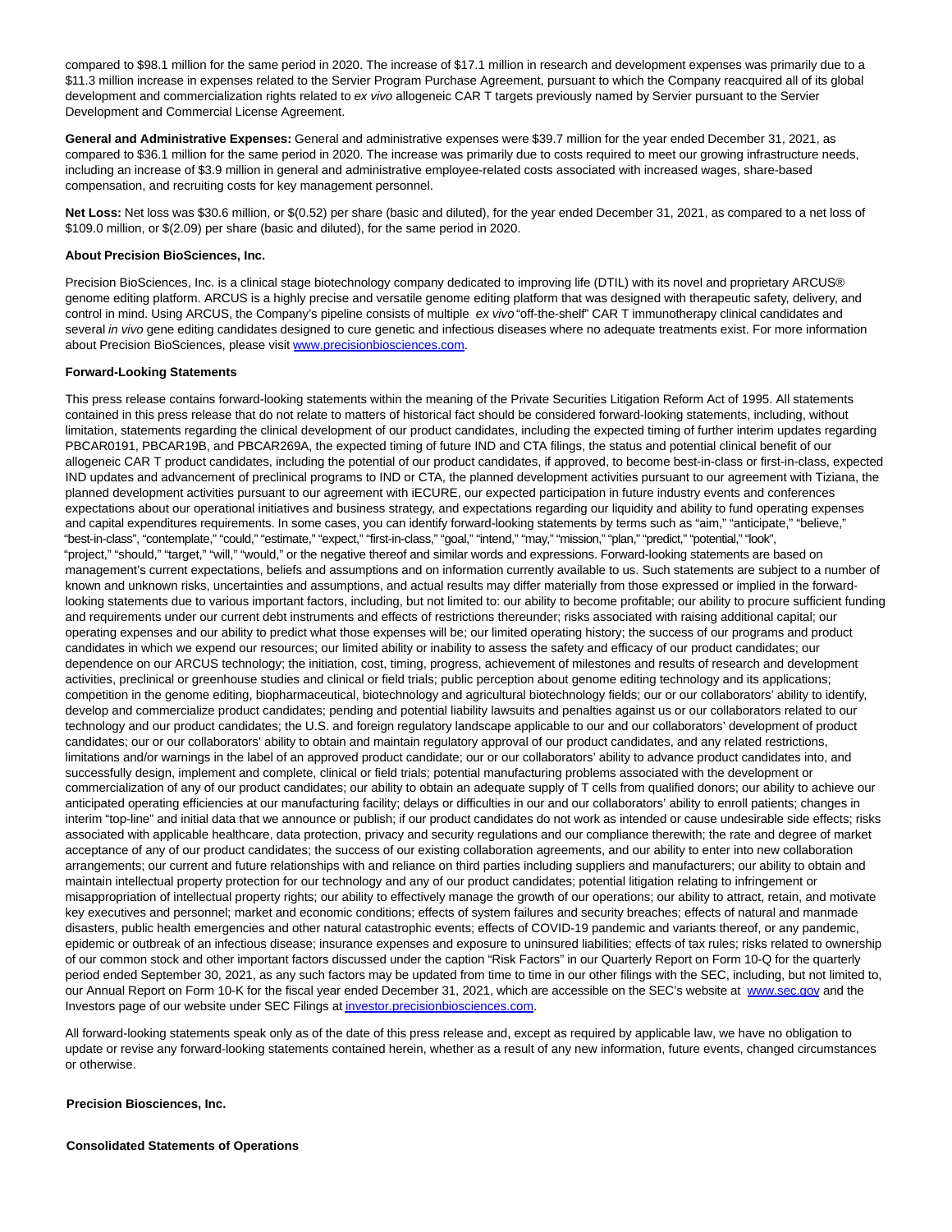compared to $98.1 million for the same period in 2020. The increase of $17.1 million in research and development expenses was primarily due to a $11.3 million increase in expenses related to the Servier Program Purchase Agreement, pursuant to which the Company reacquired all of its global development and commercialization rights related to *ex vivo* allogeneic CAR T targets previously named by Servier pursuant to the Servier Development and Commercial License Agreement.

**General and Administrative Expenses:** General and administrative expenses were $39.7 million for the year ended December 31, 2021, as compared to $36.1 million for the same period in 2020. The increase was primarily due to costs required to meet our growing infrastructure needs, including an increase of $3.9 million in general and administrative employee-related costs associated with increased wages, share-based compensation, and recruiting costs for key management personnel.

**Net Loss:** Net loss was $30.6 million, or $(0.52) per share (basic and diluted), for the year ended December 31, 2021, as compared to a net loss of $109.0 million, or $(2.09) per share (basic and diluted), for the same period in 2020.

**About Precision BioSciences, Inc.**

Precision BioSciences, Inc. is a clinical stage biotechnology company dedicated to improving life (DTIL) with its novel and proprietary ARCUS® genome editing platform. ARCUS is a highly precise and versatile genome editing platform that was designed with therapeutic safety, delivery, and control in mind. Using ARCUS, the Company's pipeline consists of multiple *ex vivo* "off-the-shelf" CAR T immunotherapy clinical candidates and several *in vivo* gene editing candidates designed to cure genetic and infectious diseases where no adequate treatments exist. For more information about Precision BioSciences, please visit www.precisionbiosciences.com.

**Forward-Looking Statements**

This press release contains forward-looking statements within the meaning of the Private Securities Litigation Reform Act of 1995. All statements contained in this press release that do not relate to matters of historical fact should be considered forward-looking statements, including, without limitation, statements regarding the clinical development of our product candidates, including the expected timing of further interim updates regarding PBCAR0191, PBCAR19B, and PBCAR269A, the expected timing of future IND and CTA filings, the status and potential clinical benefit of our allogeneic CAR T product candidates, including the potential of our product candidates, if approved, to become best-in-class or first-in-class, expected IND updates and advancement of preclinical programs to IND or CTA, the planned development activities pursuant to our agreement with Tiziana, the planned development activities pursuant to our agreement with iECURE, our expected participation in future industry events and conferences expectations about our operational initiatives and business strategy, and expectations regarding our liquidity and ability to fund operating expenses and capital expenditures requirements. In some cases, you can identify forward-looking statements by terms such as "aim," "anticipate," "believe," "best-in-class", "contemplate," "could," "estimate," "expect," "first-in-class," "goal," "intend," "may," "mission," "plan," "predict," "potential," "look", "project," "should," "target," "will," "would," or the negative thereof and similar words and expressions. Forward-looking statements are based on management's current expectations, beliefs and assumptions and on information currently available to us. Such statements are subject to a number of known and unknown risks, uncertainties and assumptions, and actual results may differ materially from those expressed or implied in the forward-looking statements due to various important factors, including, but not limited to: our ability to become profitable; our ability to procure sufficient funding and requirements under our current debt instruments and effects of restrictions thereunder; risks associated with raising additional capital; our operating expenses and our ability to predict what those expenses will be; our limited operating history; the success of our programs and product candidates in which we expend our resources; our limited ability or inability to assess the safety and efficacy of our product candidates; our dependence on our ARCUS technology; the initiation, cost, timing, progress, achievement of milestones and results of research and development activities, preclinical or greenhouse studies and clinical or field trials; public perception about genome editing technology and its applications; competition in the genome editing, biopharmaceutical, biotechnology and agricultural biotechnology fields; our or our collaborators' ability to identify, develop and commercialize product candidates; pending and potential liability lawsuits and penalties against us or our collaborators related to our technology and our product candidates; the U.S. and foreign regulatory landscape applicable to our and our collaborators' development of product candidates; our or our collaborators' ability to obtain and maintain regulatory approval of our product candidates, and any related restrictions, limitations and/or warnings in the label of an approved product candidate; our or our collaborators' ability to advance product candidates into, and successfully design, implement and complete, clinical or field trials; potential manufacturing problems associated with the development or commercialization of any of our product candidates; our ability to obtain an adequate supply of T cells from qualified donors; our ability to achieve our anticipated operating efficiencies at our manufacturing facility; delays or difficulties in our and our collaborators' ability to enroll patients; changes in interim "top-line" and initial data that we announce or publish; if our product candidates do not work as intended or cause undesirable side effects; risks associated with applicable healthcare, data protection, privacy and security regulations and our compliance therewith; the rate and degree of market acceptance of any of our product candidates; the success of our existing collaboration agreements, and our ability to enter into new collaboration arrangements; our current and future relationships with and reliance on third parties including suppliers and manufacturers; our ability to obtain and maintain intellectual property protection for our technology and any of our product candidates; potential litigation relating to infringement or misappropriation of intellectual property rights; our ability to effectively manage the growth of our operations; our ability to attract, retain, and motivate key executives and personnel; market and economic conditions; effects of system failures and security breaches; effects of natural and manmade disasters, public health emergencies and other natural catastrophic events; effects of COVID-19 pandemic and variants thereof, or any pandemic, epidemic or outbreak of an infectious disease; insurance expenses and exposure to uninsured liabilities; effects of tax rules; risks related to ownership of our common stock and other important factors discussed under the caption "Risk Factors" in our Quarterly Report on Form 10-Q for the quarterly period ended September 30, 2021, as any such factors may be updated from time to time in our other filings with the SEC, including, but not limited to, our Annual Report on Form 10-K for the fiscal year ended December 31, 2021, which are accessible on the SEC's website at www.sec.gov and the Investors page of our website under SEC Filings at investor.precisionbiosciences.com.

All forward-looking statements speak only as of the date of this press release and, except as required by applicable law, we have no obligation to update or revise any forward-looking statements contained herein, whether as a result of any new information, future events, changed circumstances or otherwise.

**Precision Biosciences, Inc.**

**Consolidated Statements of Operations**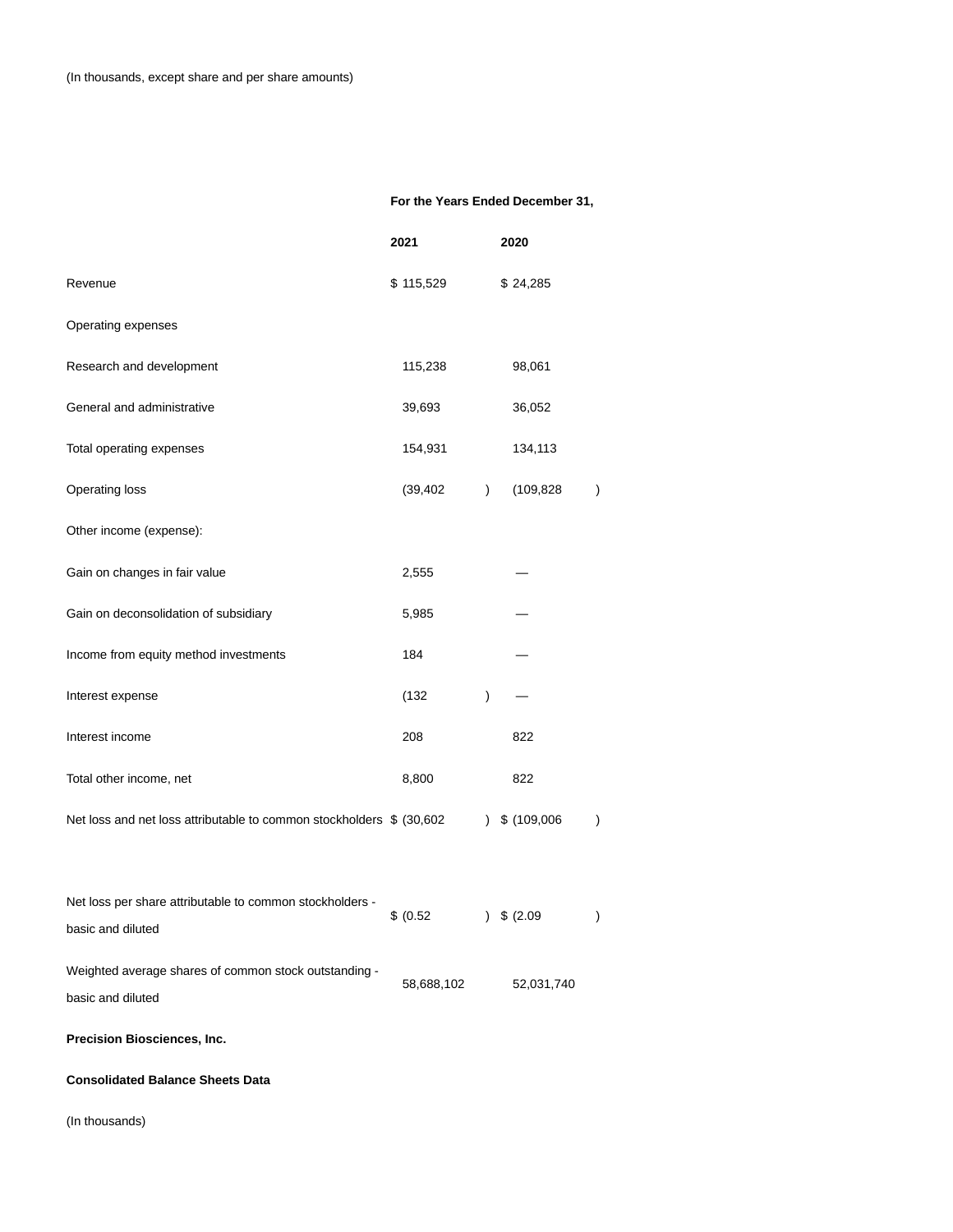(In thousands, except share and per share amounts)

| | For the Years Ended December 31, | |
|---|---|---|
| | 2021 | 2020 |
| Revenue | $ 115,529 | $ 24,285 |
| Operating expenses | | |
| Research and development | 115,238 | 98,061 |
| General and administrative | 39,693 | 36,052 |
| Total operating expenses | 154,931 | 134,113 |
| Operating loss | (39,402) | (109,828) |
| Other income (expense): | | |
| Gain on changes in fair value | 2,555 | — |
| Gain on deconsolidation of subsidiary | 5,985 | — |
| Income from equity method investments | 184 | — |
| Interest expense | (132) | — |
| Interest income | 208 | 822 |
| Total other income, net | 8,800 | 822 |
| Net loss and net loss attributable to common stockholders | $ (30,602) | $ (109,006) |
| | | |
| Net loss per share attributable to common stockholders - basic and diluted | $ (0.52) | $ (2.09) |
| Weighted average shares of common stock outstanding - basic and diluted | 58,688,102 | 52,031,740 |

**Precision Biosciences, Inc.**

**Consolidated Balance Sheets Data**

(In thousands)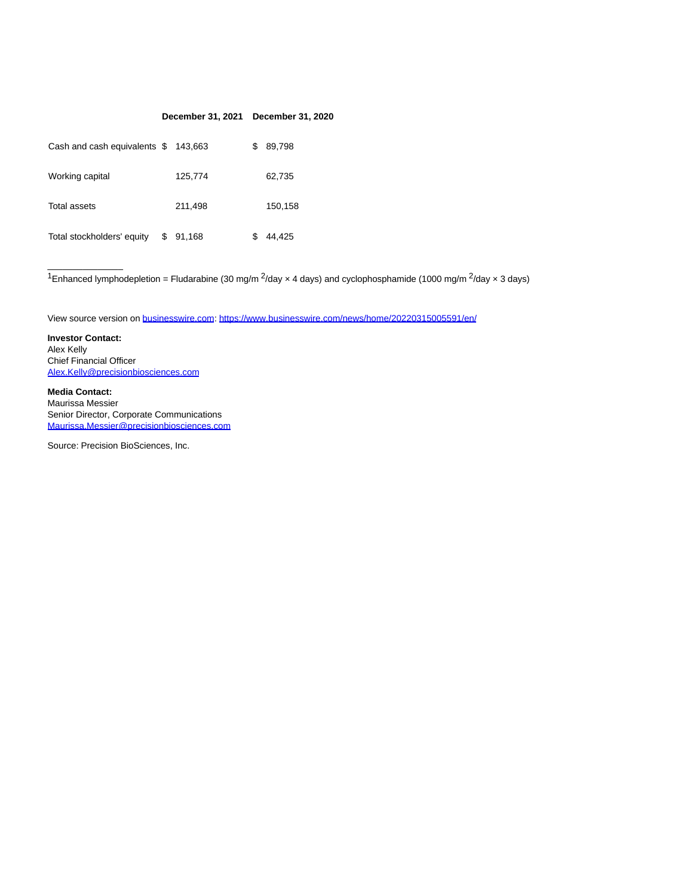| | December 31, 2021 | December 31, 2020 |
|---|---|---|
| Cash and cash equivalents | $ 143,663 | $ 89,798 |
| Working capital | 125,774 | 62,735 |
| Total assets | 211,498 | 150,158 |
| Total stockholders' equity | $ 91,168 | $ 44,425 |

---

[1]Enhanced lymphodepletion = Fludarabine (30 mg/m $^2$/day × 4 days) and cyclophosphamide (1000 mg/m $^2$/day × 3 days)

View source version on businesswire.com: https://www.businesswire.com/news/home/20220315005591/en/

**Investor Contact:**
Alex Kelly
Chief Financial Officer
Alex.Kelly@precisionbiosciences.com

**Media Contact:**
Maurissa Messier
Senior Director, Corporate Communications
Maurissa.Messier@precisionbiosciences.com

Source: Precision BioSciences, Inc.